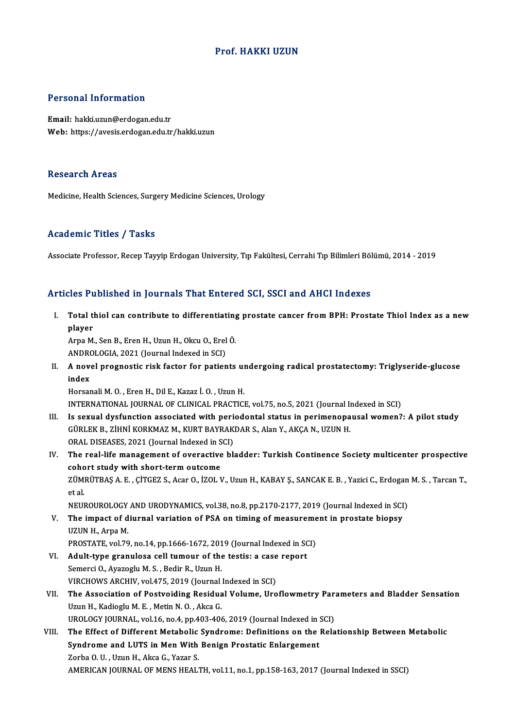# Prof. HAKKI UZUN

## Personal Information

**Email:** hakki.uzun@erdogan.edu.tr
**Web:** https://avesis.erdogan.edu.tr/hakki.uzun

## Research Areas

Medicine, Health Sciences, Surgery Medicine Sciences, Urology

## Academic Titles / Tasks

Associate Professor, Recep Tayyip Erdogan University, Tıp Fakültesi, Cerrahi Tıp Bilimleri Bölümü, 2014 - 2019

## Articles Published in Journals That Entered SCI, SSCI and AHCI Indexes

I. **Total thiol can contribute to differentiating prostate cancer from BPH: Prostate Thiol Index as a new player**
Arpa M., Sen B., Eren H., Uzun H., Okcu O., Erel Ö.
ANDROLOGIA, 2021 (Journal Indexed in SCI)

II. **A novel prognostic risk factor for patients undergoing radical prostatectomy: Triglyseride-glucose index**
Horsanali M. O. , Eren H., Dil E., Kazaz İ. O. , Uzun H.
INTERNATIONAL JOURNAL OF CLINICAL PRACTICE, vol.75, no.5, 2021 (Journal Indexed in SCI)

III. **Is sexual dysfunction associated with periodontal status in perimenopausal women?: A pilot study**
GÜRLEK B., ZİHNİ KORKMAZ M., KURT BAYRAKDAR S., Alan Y., AKÇA N., UZUN H.
ORAL DISEASES, 2021 (Journal Indexed in SCI)

IV. **The real-life management of overactive bladder: Turkish Continence Society multicenter prospective cohort study with short-term outcome**
ZÜMRÜTBAŞ A. E. , ÇİTGEZ S., Acar O., İZOL V., Uzun H., KABAY Ş., SANCAK E. B. , Yazici C., Erdogan M. S. , Tarcan T., et al.
NEUROUROLOGY AND URODYNAMICS, vol.38, no.8, pp.2170-2177, 2019 (Journal Indexed in SCI)

V. **The impact of diurnal variation of PSA on timing of measurement in prostate biopsy**
UZUN H., Arpa M.
PROSTATE, vol.79, no.14, pp.1666-1672, 2019 (Journal Indexed in SCI)

VI. **Adult-type granulosa cell tumour of the testis: a case report**
Semerci O., Ayazoglu M. S. , Bedir R., Uzun H.
VIRCHOWS ARCHIV, vol.475, 2019 (Journal Indexed in SCI)

VII. **The Association of Postvoiding Residual Volume, Uroflowmetry Parameters and Bladder Sensation**
Uzun H., Kadioglu M. E. , Metin N. O. , Akca G.
UROLOGY JOURNAL, vol.16, no.4, pp.403-406, 2019 (Journal Indexed in SCI)

VIII. **The Effect of Different Metabolic Syndrome: Definitions on the Relationship Between Metabolic Syndrome and LUTS in Men With Benign Prostatic Enlargement**
Zorba O. U. , Uzun H., Akca G., Yazar S.
AMERICAN JOURNAL OF MENS HEALTH, vol.11, no.1, pp.158-163, 2017 (Journal Indexed in SSCI)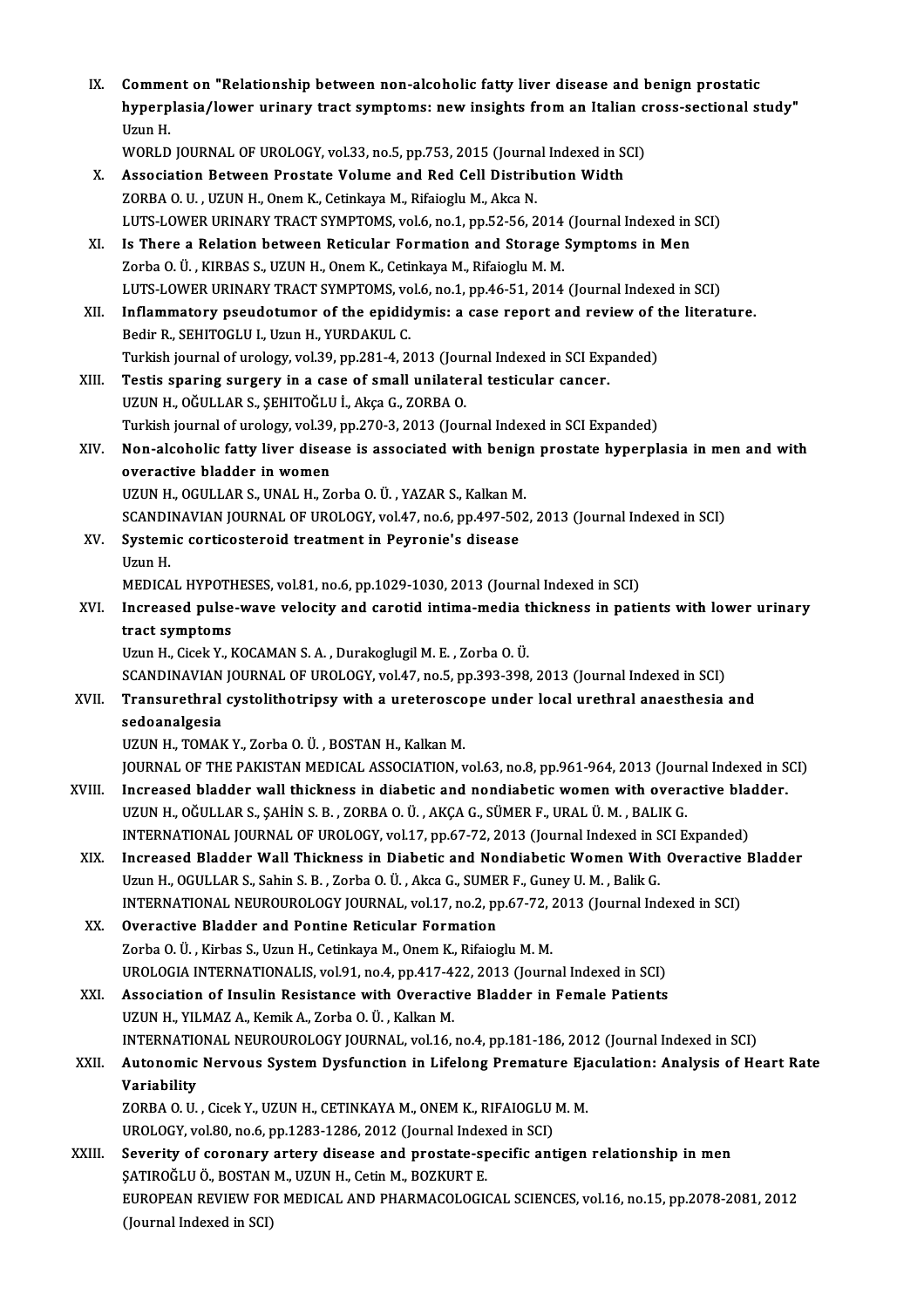IX. **Comment on "Relationship between non-alcoholic fatty liver disease and benign prostatic hyperplasia/lower urinary tract symptoms: new insights from an Italian cross-sectional study"**
Uzun H.
WORLD JOURNAL OF UROLOGY, vol.33, no.5, pp.753, 2015 (Journal Indexed in SCI)

X. **Association Between Prostate Volume and Red Cell Distribution Width**
ZORBA O. U. , UZUN H., Onem K., Cetinkaya M., Rifaioglu M., Akca N.
LUTS-LOWER URINARY TRACT SYMPTOMS, vol.6, no.1, pp.52-56, 2014 (Journal Indexed in SCI)

XI. **Is There a Relation between Reticular Formation and Storage Symptoms in Men**
Zorba O. Ü. , KIRBAS S., UZUN H., Onem K., Cetinkaya M., Rifaioglu M. M.
LUTS-LOWER URINARY TRACT SYMPTOMS, vol.6, no.1, pp.46-51, 2014 (Journal Indexed in SCI)

XII. **Inflammatory pseudotumor of the epididymis: a case report and review of the literature.**
Bedir R., SEHITOGLU I., Uzun H., YURDAKUL C.
Turkish journal of urology, vol.39, pp.281-4, 2013 (Journal Indexed in SCI Expanded)

XIII. **Testis sparing surgery in a case of small unilateral testicular cancer.**
UZUN H., OĞULLAR S., ŞEHITOĞLU İ., Akça G., ZORBA O.
Turkish journal of urology, vol.39, pp.270-3, 2013 (Journal Indexed in SCI Expanded)

XIV. **Non-alcoholic fatty liver disease is associated with benign prostate hyperplasia in men and with overactive bladder in women**
UZUN H., OGULLAR S., UNAL H., Zorba O. Ü. , YAZAR S., Kalkan M.
SCANDINAVIAN JOURNAL OF UROLOGY, vol.47, no.6, pp.497-502, 2013 (Journal Indexed in SCI)

XV. **Systemic corticosteroid treatment in Peyronie's disease**
Uzun H.
MEDICAL HYPOTHESES, vol.81, no.6, pp.1029-1030, 2013 (Journal Indexed in SCI)

XVI. **Increased pulse-wave velocity and carotid intima-media thickness in patients with lower urinary tract symptoms**
Uzun H., Cicek Y., KOCAMAN S. A. , Durakoglugil M. E. , Zorba O. Ü.
SCANDINAVIAN JOURNAL OF UROLOGY, vol.47, no.5, pp.393-398, 2013 (Journal Indexed in SCI)

XVII. **Transurethral cystolithotripsy with a ureteroscope under local urethral anaesthesia and sedoanalgesia**
UZUN H., TOMAK Y., Zorba O. Ü. , BOSTAN H., Kalkan M.
JOURNAL OF THE PAKISTAN MEDICAL ASSOCIATION, vol.63, no.8, pp.961-964, 2013 (Journal Indexed in SCI)

XVIII. **Increased bladder wall thickness in diabetic and nondiabetic women with overactive bladder.**
UZUN H., OĞULLAR S., ŞAHİN S. B. , ZORBA O. Ü. , AKÇA G., SÜMER F., URAL Ü. M. , BALIK G.
INTERNATIONAL JOURNAL OF UROLOGY, vol.17, pp.67-72, 2013 (Journal Indexed in SCI Expanded)

XIX. **Increased Bladder Wall Thickness in Diabetic and Nondiabetic Women With Overactive Bladder**
Uzun H., OGULLAR S., Sahin S. B. , Zorba O. Ü. , Akca G., SUMER F., Guney U. M. , Balik G.
INTERNATIONAL NEUROUROLOGY JOURNAL, vol.17, no.2, pp.67-72, 2013 (Journal Indexed in SCI)

XX. **Overactive Bladder and Pontine Reticular Formation**
Zorba O. Ü. , Kirbas S., Uzun H., Cetinkaya M., Onem K., Rifaioglu M. M.
UROLOGIA INTERNATIONALIS, vol.91, no.4, pp.417-422, 2013 (Journal Indexed in SCI)

XXI. **Association of Insulin Resistance with Overactive Bladder in Female Patients**
UZUN H., YILMAZ A., Kemik A., Zorba O. Ü. , Kalkan M.
INTERNATIONAL NEUROUROLOGY JOURNAL, vol.16, no.4, pp.181-186, 2012 (Journal Indexed in SCI)

XXII. **Autonomic Nervous System Dysfunction in Lifelong Premature Ejaculation: Analysis of Heart Rate Variability**
ZORBA O. U. , Cicek Y., UZUN H., CETINKAYA M., ONEM K., RIFAIOGLU M. M.
UROLOGY, vol.80, no.6, pp.1283-1286, 2012 (Journal Indexed in SCI)

XXIII. **Severity of coronary artery disease and prostate-specific antigen relationship in men**
ŞATIROĞLU Ö., BOSTAN M., UZUN H., Cetin M., BOZKURT E.
EUROPEAN REVIEW FOR MEDICAL AND PHARMACOLOGICAL SCIENCES, vol.16, no.15, pp.2078-2081, 2012 (Journal Indexed in SCI)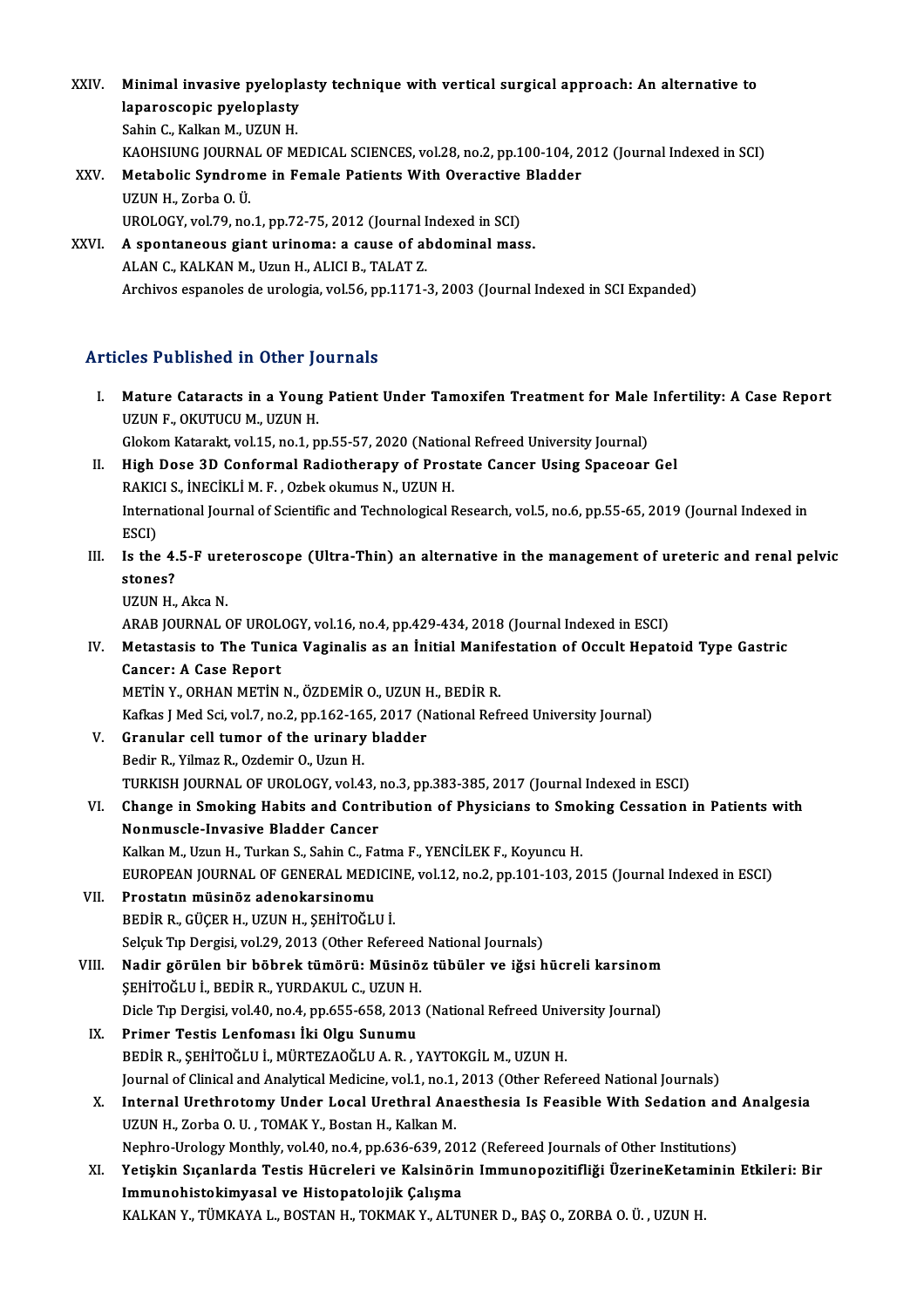XXIV. **Minimal invasive pyeloplasty technique with vertical surgical approach: An alternative to laparoscopic pyeloplasty**
Sahin C., Kalkan M., UZUN H.
KAOHSIUNG JOURNAL OF MEDICAL SCIENCES, vol.28, no.2, pp.100-104, 2012 (Journal Indexed in SCI)

XXV. **Metabolic Syndrome in Female Patients With Overactive Bladder**
UZUN H., Zorba O. Ü.
UROLOGY, vol.79, no.1, pp.72-75, 2012 (Journal Indexed in SCI)

XXVI. **A spontaneous giant urinoma: a cause of abdominal mass.**
ALAN C., KALKAN M., Uzun H., ALICI B., TALAT Z.
Archivos espanoles de urologia, vol.56, pp.1171-3, 2003 (Journal Indexed in SCI Expanded)

## Articles Published in Other Journals

I. **Mature Cataracts in a Young Patient Under Tamoxifen Treatment for Male Infertility: A Case Report**
UZUN F., OKUTUCU M., UZUN H.
Glokom Katarakt, vol.15, no.1, pp.55-57, 2020 (National Refreed University Journal)

II. **High Dose 3D Conformal Radiotherapy of Prostate Cancer Using Spaceoar Gel**
RAKICI S., İNECİKLİ M. F. , Ozbek okumus N., UZUN H.
International Journal of Scientific and Technological Research, vol.5, no.6, pp.55-65, 2019 (Journal Indexed in ESCI)

III. **Is the 4.5-F ureteroscope (Ultra-Thin) an alternative in the management of ureteric and renal pelvic stones?**
UZUN H., Akca N.
ARAB JOURNAL OF UROLOGY, vol.16, no.4, pp.429-434, 2018 (Journal Indexed in ESCI)

IV. **Metastasis to The Tunica Vaginalis as an İnitial Manifestation of Occult Hepatoid Type Gastric Cancer: A Case Report**
METİN Y., ORHAN METİN N., ÖZDEMİR O., UZUN H., BEDİR R.
Kafkas J Med Sci, vol.7, no.2, pp.162-165, 2017 (National Refreed University Journal)

V. **Granular cell tumor of the urinary bladder**
Bedir R., Yilmaz R., Ozdemir O., Uzun H.
TURKISH JOURNAL OF UROLOGY, vol.43, no.3, pp.383-385, 2017 (Journal Indexed in ESCI)

VI. **Change in Smoking Habits and Contribution of Physicians to Smoking Cessation in Patients with Nonmuscle-Invasive Bladder Cancer**
Kalkan M., Uzun H., Turkan S., Sahin C., Fatma F., YENCİLEK F., Koyuncu H.
EUROPEAN JOURNAL OF GENERAL MEDICINE, vol.12, no.2, pp.101-103, 2015 (Journal Indexed in ESCI)

VII. **Prostatın müsinöz adenokarsinomu**
BEDİR R., GÜÇER H., UZUN H., ŞEHİTOĞLU İ.
Selçuk Tıp Dergisi, vol.29, 2013 (Other Refereed National Journals)

VIII. **Nadir görülen bir böbrek tümörü: Müsinöz tübüler ve iğsi hücreli karsinom**
ŞEHİTOĞLU İ., BEDİR R., YURDAKUL C., UZUN H.
Dicle Tıp Dergisi, vol.40, no.4, pp.655-658, 2013 (National Refreed University Journal)

IX. **Primer Testis Lenfoması İki Olgu Sunumu**
BEDİR R., ŞEHİTOĞLU İ., MÜRTEZAOĞLU A. R. , YAYTOKGİL M., UZUN H.
Journal of Clinical and Analytical Medicine, vol.1, no.1, 2013 (Other Refereed National Journals)

X. **Internal Urethrotomy Under Local Urethral Anaesthesia Is Feasible With Sedation and Analgesia**
UZUN H., Zorba O. U. , TOMAK Y., Bostan H., Kalkan M.
Nephro-Urology Monthly, vol.40, no.4, pp.636-639, 2012 (Refereed Journals of Other Institutions)

XI. **Yetişkin Sıçanlarda Testis Hücreleri ve Kalsinörin Immunopozitifliği ÜzerineKetaminin Etkileri: Bir Immunohistokimyasal ve Histopatolojik Çalışma**
KALKAN Y., TÜMKAYA L., BOSTAN H., TOKMAK Y., ALTUNER D., BAŞ O., ZORBA O. Ü. , UZUN H.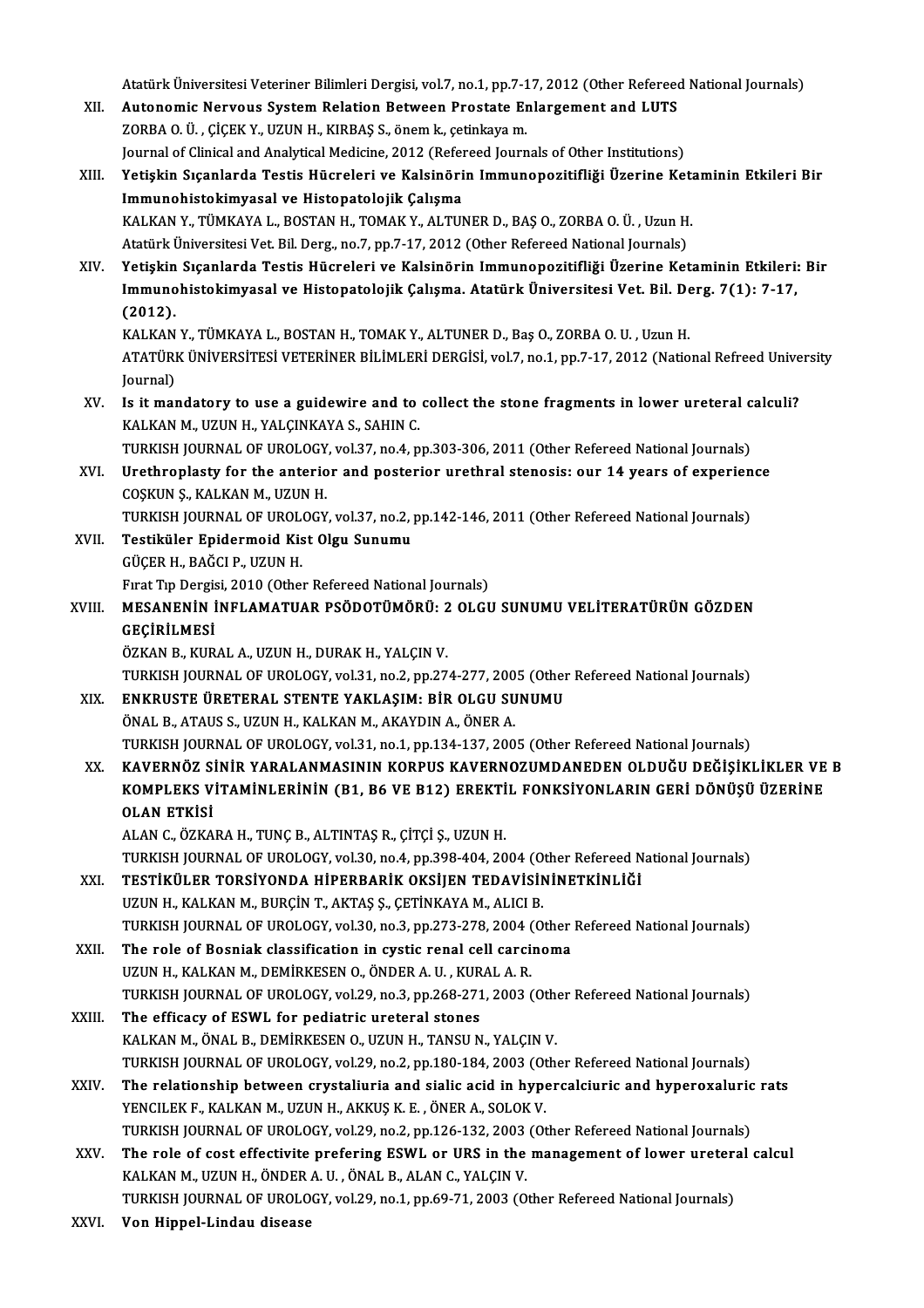Atatürk Üniversitesi Veteriner Bilimleri Dergisi, vol.7, no.1, pp.7-17, 2012 (Other Refereed National Journals)

XII. **Autonomic Nervous System Relation Between Prostate Enlargement and LUTS**
ZORBA O. Ü. , ÇİÇEK Y., UZUN H., KIRBAŞ S., önem k., çetinkaya m.
Journal of Clinical and Analytical Medicine, 2012 (Refereed Journals of Other Institutions)

XIII. **Yetişkin Sıçanlarda Testis Hücreleri ve Kalsinörin Immunopozitifliği Üzerine Ketaminin Etkileri Bir Immunohistokimyasal ve Histopatolojik Çalışma**
KALKAN Y., TÜMKAYA L., BOSTAN H., TOMAK Y., ALTUNER D., BAŞ O., ZORBA O. Ü. , Uzun H.
Atatürk Üniversitesi Vet. Bil. Derg., no.7, pp.7-17, 2012 (Other Refereed National Journals)

XIV. **Yetişkin Sıçanlarda Testis Hücreleri ve Kalsinörin Immunopozitifliği Üzerine Ketaminin Etkileri: Bir Immunohistokimyasal ve Histopatolojik Çalışma. Atatürk Üniversitesi Vet. Bil. Derg. 7(1): 7-17, (2012).**
KALKAN Y., TÜMKAYA L., BOSTAN H., TOMAK Y., ALTUNER D., Baş O., ZORBA O. U. , Uzun H.
ATATÜRK ÜNİVERSİTESİ VETERİNER BİLİMLERİ DERGİSİ, vol.7, no.1, pp.7-17, 2012 (National Refreed University Journal)

XV. **Is it mandatory to use a guidewire and to collect the stone fragments in lower ureteral calculi?**
KALKAN M., UZUN H., YALÇINKAYA S., SAHIN C.
TURKISH JOURNAL OF UROLOGY, vol.37, no.4, pp.303-306, 2011 (Other Refereed National Journals)

XVI. **Urethroplasty for the anterior and posterior urethral stenosis: our 14 years of experience**
COŞKUN Ş., KALKAN M., UZUN H.
TURKISH JOURNAL OF UROLOGY, vol.37, no.2, pp.142-146, 2011 (Other Refereed National Journals)

XVII. **Testiküler Epidermoid Kist Olgu Sunumu**
GÜÇER H., BAĞCI P., UZUN H.
Fırat Tıp Dergisi, 2010 (Other Refereed National Journals)

XVIII. **MESANENİN İNFLAMATUAR PSÖDOTÜMÖRÜ: 2 OLGU SUNUMU VELİTERATÜRÜN GÖZDEN GEÇİRİLMESİ**
ÖZKAN B., KURAL A., UZUN H., DURAK H., YALÇIN V.
TURKISH JOURNAL OF UROLOGY, vol.31, no.2, pp.274-277, 2005 (Other Refereed National Journals)

XIX. **ENKRUSTE ÜRETERAL STENTE YAKLAŞIM: BİR OLGU SUNUMU**
ÖNAL B., ATAUS S., UZUN H., KALKAN M., AKAYDIN A., ÖNER A.
TURKISH JOURNAL OF UROLOGY, vol.31, no.1, pp.134-137, 2005 (Other Refereed National Journals)

XX. **KAVERNÖZ SİNİR YARALANMASININ KORPUS KAVERNOZUMDANEDEN OLDUĞU DEĞİŞİKLİKLER VE B KOMPLEKS VİTAMİNLERİNİN (B1, B6 VE B12) EREKTİL FONKSİYONLARIN GERİ DÖNÜŞÜ ÜZERİNE OLAN ETKİSİ**
ALAN C., ÖZKARA H., TUNÇ B., ALTINTAŞ R., ÇİTÇİ Ş., UZUN H.
TURKISH JOURNAL OF UROLOGY, vol.30, no.4, pp.398-404, 2004 (Other Refereed National Journals)

XXI. **TESTİKÜLER TORSİYONDA HİPERBARİK OKSİJEN TEDAVİSİNİNETKİNLİĞİ**
UZUN H., KALKAN M., BURÇİN T., AKTAŞ Ş., ÇETİNKAYA M., ALICI B.
TURKISH JOURNAL OF UROLOGY, vol.30, no.3, pp.273-278, 2004 (Other Refereed National Journals)

XXII. **The role of Bosniak classification in cystic renal cell carcinoma**
UZUN H., KALKAN M., DEMİRKESEN O., ÖNDER A. U. , KURAL A. R.
TURKISH JOURNAL OF UROLOGY, vol.29, no.3, pp.268-271, 2003 (Other Refereed National Journals)

XXIII. **The efficacy of ESWL for pediatric ureteral stones**
KALKAN M., ÖNAL B., DEMİRKESEN O., UZUN H., TANSU N., YALÇIN V.
TURKISH JOURNAL OF UROLOGY, vol.29, no.2, pp.180-184, 2003 (Other Refereed National Journals)

XXIV. **The relationship between crystaliuria and sialic acid in hypercalciuric and hyperoxaluric rats**
YENCILEK F., KALKAN M., UZUN H., AKKUŞ K. E. , ÖNER A., SOLOK V.
TURKISH JOURNAL OF UROLOGY, vol.29, no.2, pp.126-132, 2003 (Other Refereed National Journals)

XXV. **The role of cost effectivite prefering ESWL or URS in the management of lower ureteral calcul**
KALKAN M., UZUN H., ÖNDER A. U. , ÖNAL B., ALAN C., YALÇIN V.
TURKISH JOURNAL OF UROLOGY, vol.29, no.1, pp.69-71, 2003 (Other Refereed National Journals)

XXVI. **Von Hippel-Lindau disease**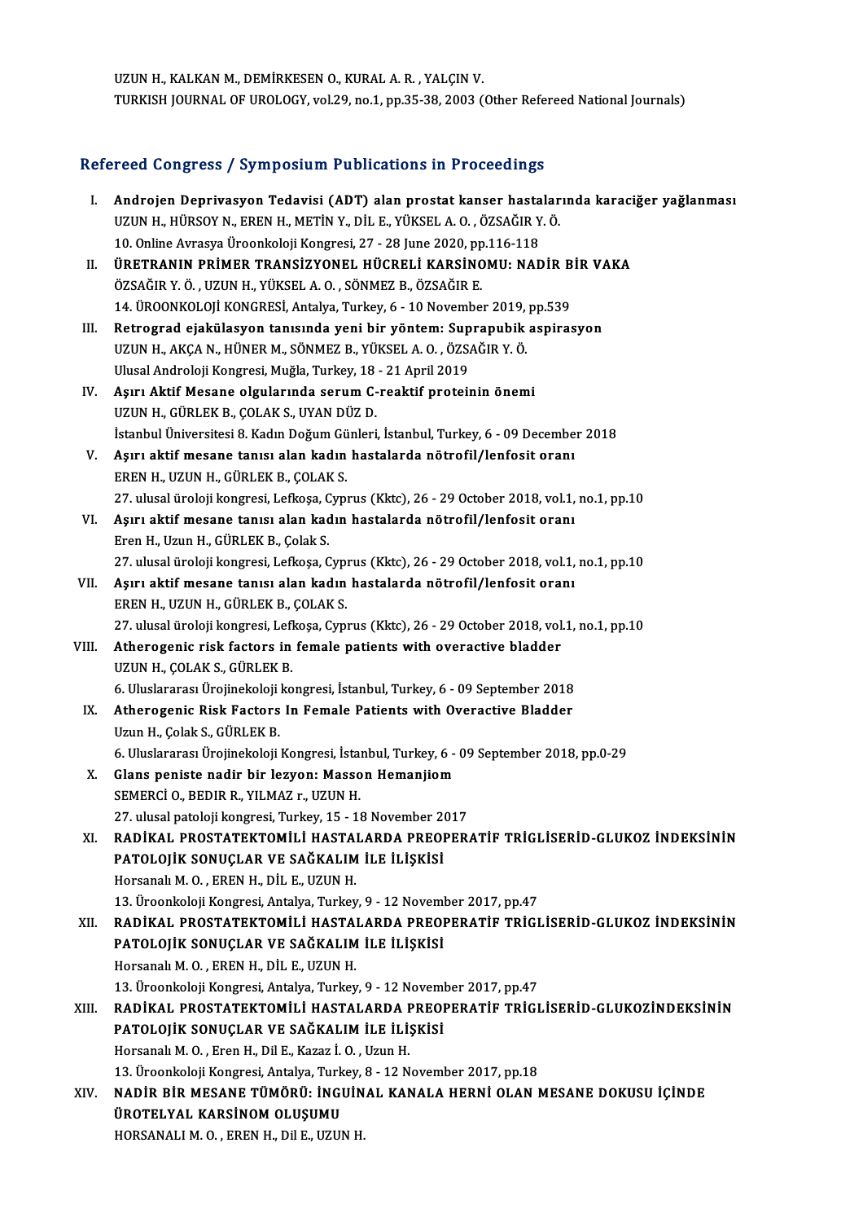UZUN H., KALKAN M., DEMİRKESEN O., KURAL A. R. , YALÇIN V.
TURKISH JOURNAL OF UROLOGY, vol.29, no.1, pp.35-38, 2003 (Other Refereed National Journals)

## Refereed Congress / Symposium Publications in Proceedings

I. **Androjen Deprivasyon Tedavisi (ADT) alan prostat kanser hastalarında karaciğer yağlanması**
UZUN H., HÜRSOY N., EREN H., METİN Y., DİL E., YÜKSEL A. O. , ÖZSAĞIR Y. Ö.
10. Online Avrasya Üroonkoloji Kongresi, 27 - 28 June 2020, pp.116-118

II. **ÜRETRANIN PRİMER TRANSİZYONEL HÜCRELİ KARSİNOMU: NADİR BİR VAKA**
ÖZSAĞIR Y. Ö. , UZUN H., YÜKSEL A. O. , SÖNMEZ B., ÖZSAĞIR E.
14. ÜROONKOLOJİ KONGRESİ, Antalya, Turkey, 6 - 10 November 2019, pp.539

III. **Retrograd ejakülasyon tanısında yeni bir yöntem: Suprapubik aspirasyon**
UZUN H., AKÇA N., HÜNER M., SÖNMEZ B., YÜKSEL A. O. , ÖZSAĞIR Y. Ö.
Ulusal Androloji Kongresi, Muğla, Turkey, 18 - 21 April 2019

IV. **Aşırı Aktif Mesane olgularında serum C-reaktif proteinin önemi**
UZUN H., GÜRLEK B., ÇOLAK S., UYAN DÜZ D.
İstanbul Üniversitesi 8. Kadın Doğum Günleri, İstanbul, Turkey, 6 - 09 December 2018

V. **Aşırı aktif mesane tanısı alan kadın hastalarda nötrofil/lenfosit oranı**
EREN H., UZUN H., GÜRLEK B., ÇOLAK S.
27. ulusal üroloji kongresi, Lefkoşa, Cyprus (Kktc), 26 - 29 October 2018, vol.1, no.1, pp.10

VI. **Aşırı aktif mesane tanısı alan kadın hastalarda nötrofil/lenfosit oranı**
Eren H., Uzun H., GÜRLEK B., Çolak S.
27. ulusal üroloji kongresi, Lefkoşa, Cyprus (Kktc), 26 - 29 October 2018, vol.1, no.1, pp.10

VII. **Aşırı aktif mesane tanısı alan kadın hastalarda nötrofil/lenfosit oranı**
EREN H., UZUN H., GÜRLEK B., ÇOLAK S.
27. ulusal üroloji kongresi, Lefkoşa, Cyprus (Kktc), 26 - 29 October 2018, vol.1, no.1, pp.10

VIII. **Atherogenic risk factors in female patients with overactive bladder**
UZUN H., ÇOLAK S., GÜRLEK B.
6. Uluslararası Ürojinekoloji kongresi, İstanbul, Turkey, 6 - 09 September 2018

IX. **Atherogenic Risk Factors In Female Patients with Overactive Bladder**
Uzun H., Çolak S., GÜRLEK B.
6. Uluslararası Ürojinekoloji Kongresi, İstanbul, Turkey, 6 - 09 September 2018, pp.0-29

X. **Glans peniste nadir bir lezyon: Masson Hemanjiom**
SEMERCİ O., BEDIR R., YILMAZ r., UZUN H.
27. ulusal patoloji kongresi, Turkey, 15 - 18 November 2017

XI. **RADİKAL PROSTATEKTOMİLİ HASTALARDA PREOPERATİF TRİGLİSERİD-GLUKOZ İNDEKSİNİN PATOLOJİK SONUÇLAR VE SAĞKALIM İLE İLİŞKİSİ**
Horsanalı M. O. , EREN H., DİL E., UZUN H.
13. Üroonkoloji Kongresi, Antalya, Turkey, 9 - 12 November 2017, pp.47

XII. **RADİKAL PROSTATEKTOMİLİ HASTALARDA PREOPERATİF TRİGLİSERİD-GLUKOZ İNDEKSİNİN PATOLOJİK SONUÇLAR VE SAĞKALIM İLE İLİŞKİSİ**
Horsanalı M. O. , EREN H., DİL E., UZUN H.
13. Üroonkoloji Kongresi, Antalya, Turkey, 9 - 12 November 2017, pp.47

XIII. **RADİKAL PROSTATEKTOMİLİ HASTALARDA PREOPERATİF TRİGLİSERİD-GLUKOZİNDEKSİNİN PATOLOJİK SONUÇLAR VE SAĞKALIM İLE İLİŞKİSİ**
Horsanalı M. O. , Eren H., Dil E., Kazaz İ. O. , Uzun H.
13. Üroonkoloji Kongresi, Antalya, Turkey, 8 - 12 November 2017, pp.18

XIV. **NADİR BİR MESANE TÜMÖRÜ: İNGUİNAL KANALA HERNİ OLAN MESANE DOKUSU İÇİNDE ÜROTELYAL KARSİNOM OLUŞUMU**
HORSANALI M. O. , EREN H., Dil E., UZUN H.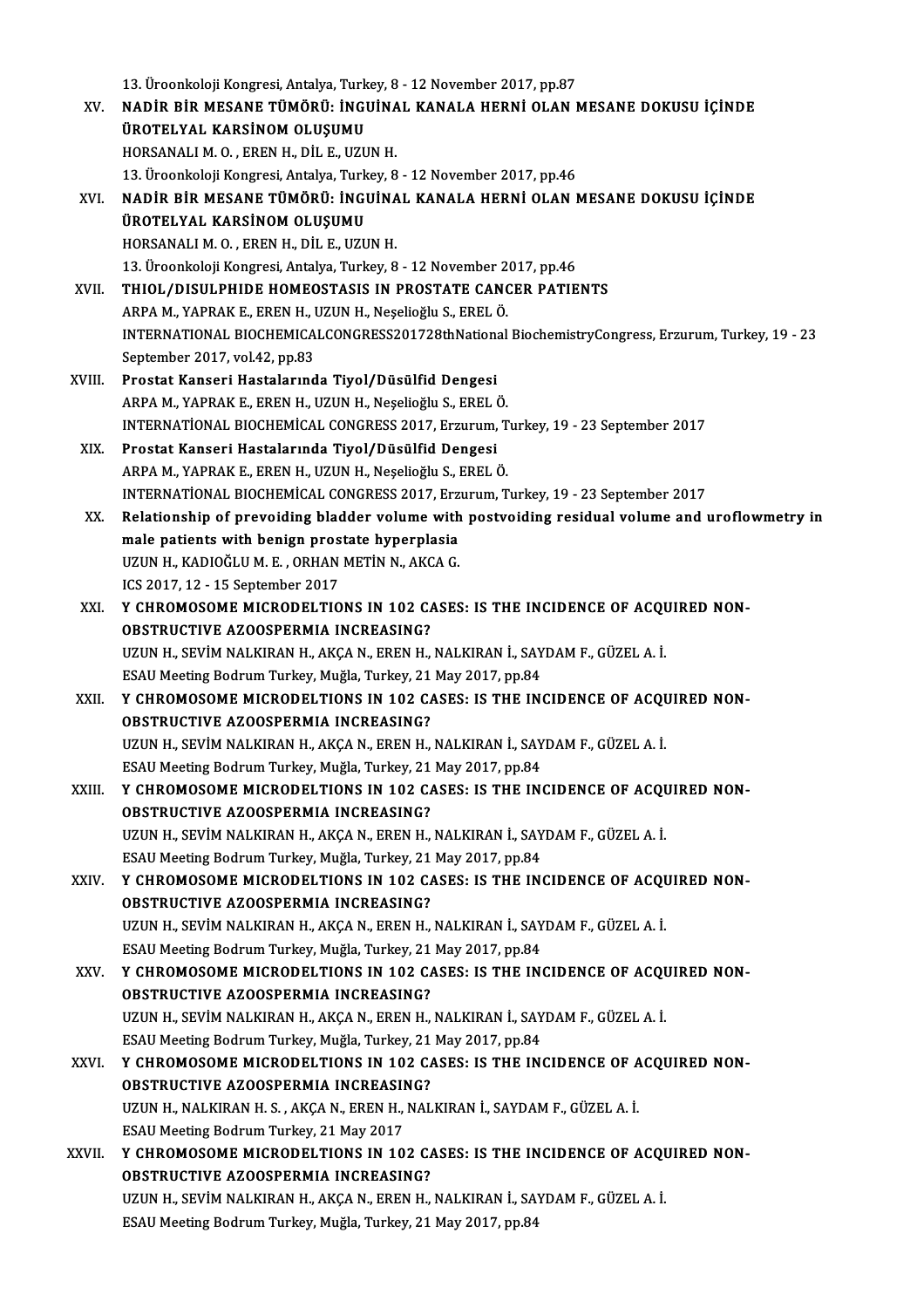13. Üroonkoloji Kongresi, Antalya, Turkey, 8 - 12 November 2017, pp.87

XV. **NADİR BİR MESANE TÜMÖRÜ: İNGUİNAL KANALA HERNİ OLAN MESANE DOKUSU İÇİNDE ÜROTELYAL KARSİNOM OLUŞUMU**
HORSANALI M. O. , EREN H., DİL E., UZUN H.
13. Üroonkoloji Kongresi, Antalya, Turkey, 8 - 12 November 2017, pp.46

XVI. **NADİR BİR MESANE TÜMÖRÜ: İNGUİNAL KANALA HERNİ OLAN MESANE DOKUSU İÇİNDE ÜROTELYAL KARSİNOM OLUŞUMU**
HORSANALI M. O. , EREN H., DİL E., UZUN H.
13. Üroonkoloji Kongresi, Antalya, Turkey, 8 - 12 November 2017, pp.46

XVII. **THIOL/DISULPHIDE HOMEOSTASIS IN PROSTATE CANCER PATIENTS**
ARPA M., YAPRAK E., EREN H., UZUN H., Neşelioğlu S., EREL Ö.
INTERNATIONAL BIOCHEMICALCONGRESS201728thNational BiochemistryCongress, Erzurum, Turkey, 19 - 23 September 2017, vol.42, pp.83

XVIII. **Prostat Kanseri Hastalarında Tiyol/Düsülfid Dengesi**
ARPA M., YAPRAK E., EREN H., UZUN H., Neşelioğlu S., EREL Ö.
INTERNATİONAL BIOCHEMİCAL CONGRESS 2017, Erzurum, Turkey, 19 - 23 September 2017

XIX. **Prostat Kanseri Hastalarında Tiyol/Düsülfid Dengesi**
ARPA M., YAPRAK E., EREN H., UZUN H., Neşelioğlu S., EREL Ö.
INTERNATİONAL BIOCHEMİCAL CONGRESS 2017, Erzurum, Turkey, 19 - 23 September 2017

XX. **Relationship of prevoiding bladder volume with postvoiding residual volume and uroflowmetry in male patients with benign prostate hyperplasia**
UZUN H., KADIOĞLU M. E. , ORHAN METİN N., AKCA G.
ICS 2017, 12 - 15 September 2017

XXI. **Y CHROMOSOME MICRODELTIONS IN 102 CASES: IS THE INCIDENCE OF ACQUIRED NON-OBSTRUCTIVE AZOOSPERMIA INCREASING?**
UZUN H., SEVİM NALKIRAN H., AKÇA N., EREN H., NALKIRAN İ., SAYDAM F., GÜZEL A. İ.
ESAU Meeting Bodrum Turkey, Muğla, Turkey, 21 May 2017, pp.84

XXII. **Y CHROMOSOME MICRODELTIONS IN 102 CASES: IS THE INCIDENCE OF ACQUIRED NON-OBSTRUCTIVE AZOOSPERMIA INCREASING?**
UZUN H., SEVİM NALKIRAN H., AKÇA N., EREN H., NALKIRAN İ., SAYDAM F., GÜZEL A. İ.
ESAU Meeting Bodrum Turkey, Muğla, Turkey, 21 May 2017, pp.84

XXIII. **Y CHROMOSOME MICRODELTIONS IN 102 CASES: IS THE INCIDENCE OF ACQUIRED NON-OBSTRUCTIVE AZOOSPERMIA INCREASING?**
UZUN H., SEVİM NALKIRAN H., AKÇA N., EREN H., NALKIRAN İ., SAYDAM F., GÜZEL A. İ.
ESAU Meeting Bodrum Turkey, Muğla, Turkey, 21 May 2017, pp.84

XXIV. **Y CHROMOSOME MICRODELTIONS IN 102 CASES: IS THE INCIDENCE OF ACQUIRED NON-OBSTRUCTIVE AZOOSPERMIA INCREASING?**
UZUN H., SEVİM NALKIRAN H., AKÇA N., EREN H., NALKIRAN İ., SAYDAM F., GÜZEL A. İ.
ESAU Meeting Bodrum Turkey, Muğla, Turkey, 21 May 2017, pp.84

XXV. **Y CHROMOSOME MICRODELTIONS IN 102 CASES: IS THE INCIDENCE OF ACQUIRED NON-OBSTRUCTIVE AZOOSPERMIA INCREASING?**
UZUN H., SEVİM NALKIRAN H., AKÇA N., EREN H., NALKIRAN İ., SAYDAM F., GÜZEL A. İ.
ESAU Meeting Bodrum Turkey, Muğla, Turkey, 21 May 2017, pp.84

XXVI. **Y CHROMOSOME MICRODELTIONS IN 102 CASES: IS THE INCIDENCE OF ACQUIRED NON-OBSTRUCTIVE AZOOSPERMIA INCREASING?**
UZUN H., NALKIRAN H. S. , AKÇA N., EREN H., NALKIRAN İ., SAYDAM F., GÜZEL A. İ.
ESAU Meeting Bodrum Turkey, 21 May 2017

XXVII. **Y CHROMOSOME MICRODELTIONS IN 102 CASES: IS THE INCIDENCE OF ACQUIRED NON-OBSTRUCTIVE AZOOSPERMIA INCREASING?**
UZUN H., SEVİM NALKIRAN H., AKÇA N., EREN H., NALKIRAN İ., SAYDAM F., GÜZEL A. İ.
ESAU Meeting Bodrum Turkey, Muğla, Turkey, 21 May 2017, pp.84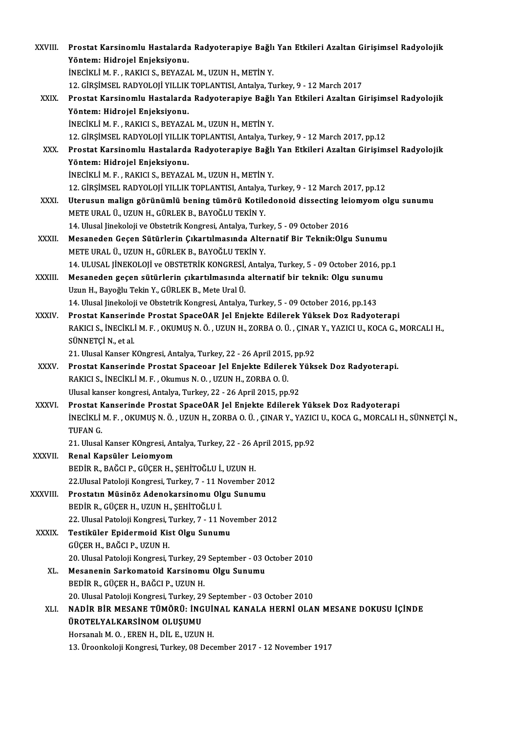XXVIII. **Prostat Karsinomlu Hastalarda Radyoterapiye Bağlı Yan Etkileri Azaltan Girişimsel Radyolojik Yöntem: Hidrojel Enjeksiyonu.**
İNECİKLİ M. F. , RAKICI S., BEYAZAL M., UZUN H., METİN Y.
12. GİRŞİMSEL RADYOLOJİ YILLIK TOPLANTISI, Antalya, Turkey, 9 - 12 March 2017

XXIX. **Prostat Karsinomlu Hastalarda Radyoterapiye Bağlı Yan Etkileri Azaltan Girişimsel Radyolojik Yöntem: Hidrojel Enjeksiyonu.**
İNECİKLİ M. F. , RAKICI S., BEYAZAL M., UZUN H., METİN Y.
12. GİRŞİMSEL RADYOLOJİ YILLIK TOPLANTISI, Antalya, Turkey, 9 - 12 March 2017, pp.12

XXX. **Prostat Karsinomlu Hastalarda Radyoterapiye Bağlı Yan Etkileri Azaltan Girişimsel Radyolojik Yöntem: Hidrojel Enjeksiyonu.**
İNECİKLİ M. F. , RAKICI S., BEYAZAL M., UZUN H., METİN Y.
12. GİRŞİMSEL RADYOLOJİ YILLIK TOPLANTISI, Antalya, Turkey, 9 - 12 March 2017, pp.12

XXXI. **Uterusun malign görünümlü bening tümörü Kotiledonoid dissecting leiomyom olgu sunumu**
METE URAL Ü., UZUN H., GÜRLEK B., BAYOĞLU TEKİN Y.
14. Ulusal Jinekoloji ve Obstetrik Kongresi, Antalya, Turkey, 5 - 09 October 2016

XXXII. **Mesaneden Geçen Sütürlerin Çıkartılmasında Alternatif Bir Teknik:Olgu Sunumu**
METE URAL Ü., UZUN H., GÜRLEK B., BAYOĞLU TEKİN Y.
14. ULUSAL JİNEKOLOJİ ve OBSTETRİK KONGRESİ, Antalya, Turkey, 5 - 09 October 2016, pp.1

XXXIII. **Mesaneden geçen sütürlerin çıkartılmasında alternatif bir teknik: Olgu sunumu**
Uzun H., Bayoğlu Tekin Y., GÜRLEK B., Mete Ural Ü.
14. Ulusal Jinekoloji ve Obstetrik Kongresi, Antalya, Turkey, 5 - 09 October 2016, pp.143

XXXIV. **Prostat Kanserinde Prostat SpaceOAR Jel Enjekte Edilerek Yüksek Doz Radyoterapi**
RAKICI S., İNECİKLİ M. F. , OKUMUŞ N. Ö. , UZUN H., ZORBA O. Ü. , ÇINAR Y., YAZICI U., KOCA G., MORCALI H., SÜNNETÇİ N., et al.
21. Ulusal Kanser KOngresi, Antalya, Turkey, 22 - 26 April 2015, pp.92

XXXV. **Prostat Kanserinde Prostat Spaceoar Jel Enjekte Edilerek Yüksek Doz Radyoterapi.**
RAKICI S., İNECİKLİ M. F. , Okumus N. O. , UZUN H., ZORBA O. Ü.
Ulusal kanser kongresi, Antalya, Turkey, 22 - 26 April 2015, pp.92

XXXVI. **Prostat Kanserinde Prostat SpaceOAR Jel Enjekte Edilerek Yüksek Doz Radyoterapi**
İNECİKLİ M. F. , OKUMUŞ N. Ö. , UZUN H., ZORBA O. Ü. , ÇINAR Y., YAZICI U., KOCA G., MORCALI H., SÜNNETÇİ N., TUFAN G.
21. Ulusal Kanser KOngresi, Antalya, Turkey, 22 - 26 April 2015, pp.92

XXXVII. **Renal Kapsüler Leiomyom**
BEDİR R., BAĞCI P., GÜÇER H., ŞEHİTOĞLU İ., UZUN H.
22.Ulusal Patoloji Kongresi, Turkey, 7 - 11 November 2012

XXXVIII. **Prostatın Müsinöz Adenokarsinomu Olgu Sunumu**
BEDİR R., GÜÇER H., UZUN H., ŞEHİTOĞLU İ.
22. Ulusal Patoloji Kongresi, Turkey, 7 - 11 November 2012

XXXIX. **Testiküler Epidermoid Kist Olgu Sunumu**
GÜÇER H., BAĞCI P., UZUN H.
20. Ulusal Patoloji Kongresi, Turkey, 29 September - 03 October 2010

XL. **Mesanenin Sarkomatoid Karsinomu Olgu Sunumu**
BEDİR R., GÜÇER H., BAĞCI P., UZUN H.
20. Ulusal Patoloji Kongresi, Turkey, 29 September - 03 October 2010

XLI. **NADİR BİR MESANE TÜMÖRÜ: İNGUİNAL KANALA HERNİ OLAN MESANE DOKUSU İÇİNDE ÜROTELYALKARSİNOM OLUŞUMU**
Horsanalı M. O. , EREN H., DİL E., UZUN H.
13. Üroonkoloji Kongresi, Turkey, 08 December 2017 - 12 November 1917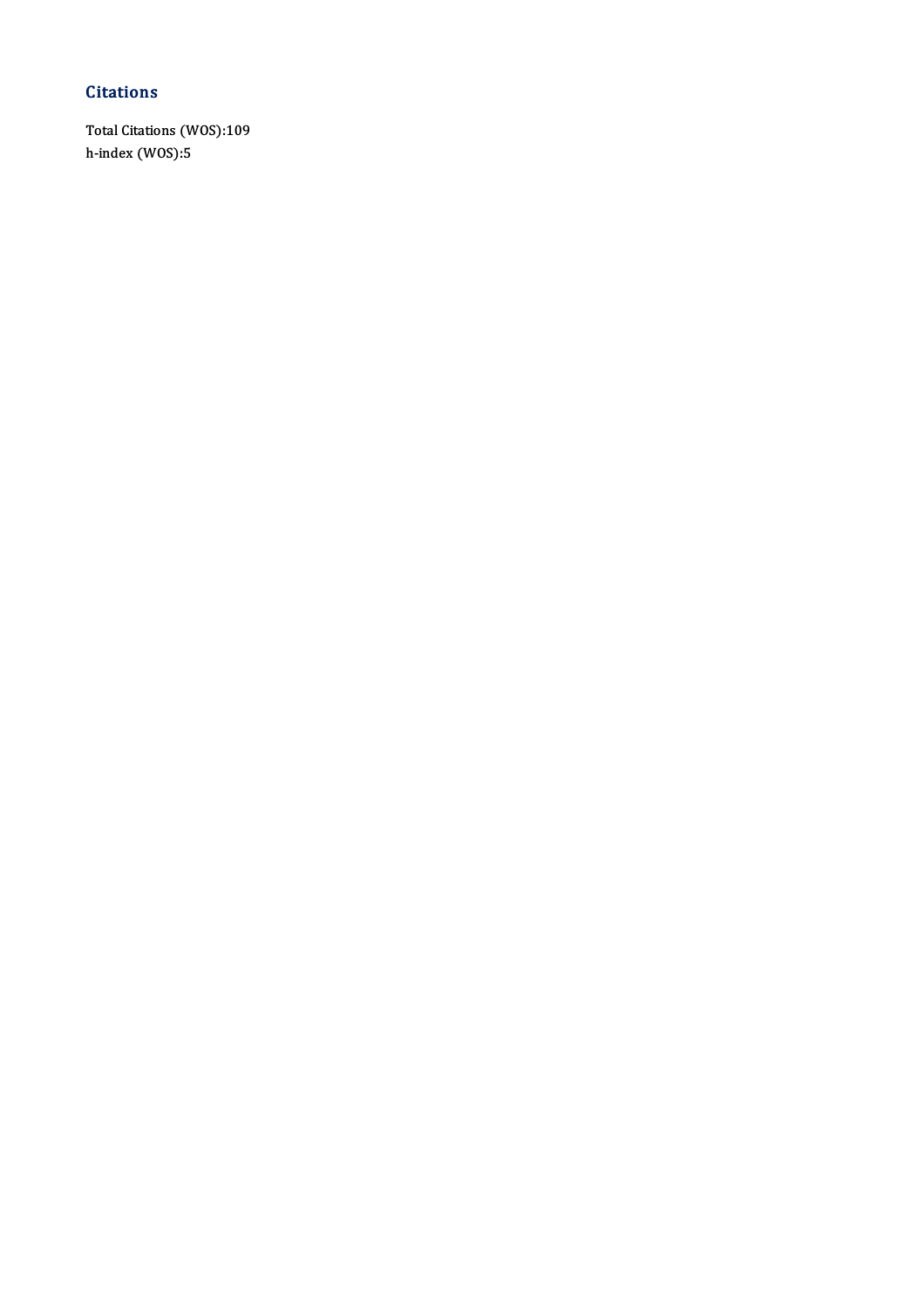## Citations

Total Citations (WOS):109
h-index (WOS):5